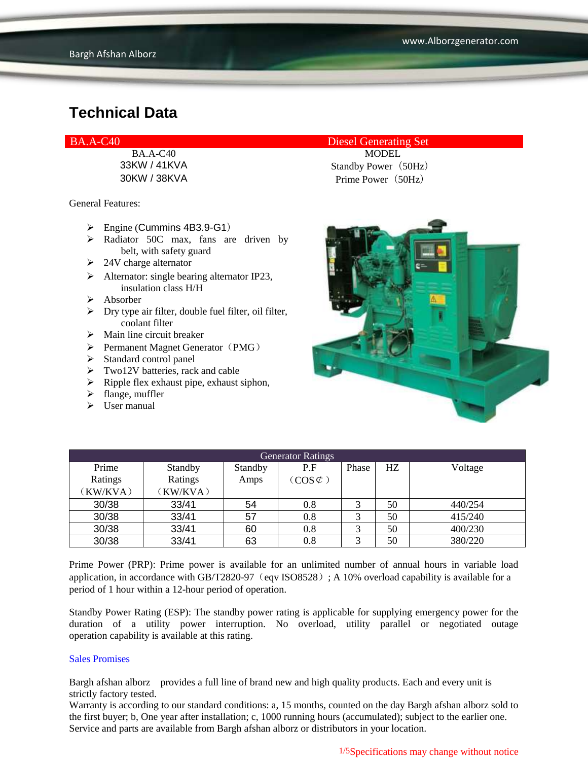# Technical Data

| BA.A-C40 | Diesel Generating Set |
|---|---|
| BA.A-C40 | MODEL |
| 33KW / 41KVA | Standby Power（50Hz） |
| 30KW / 38KVA | Prime Power（50Hz） |

General Features:

- Engine (Cummins 4B3.9-G1）
- Radiator 50C max, fans are driven by belt, with safety guard
- 24V charge alternator
- Alternator: single bearing alternator IP23, insulation class H/H
- Absorber
- Dry type air filter, double fuel filter, oil filter, coolant filter
- Main line circuit breaker
- Permanent Magnet Generator（PMG）
- Standard control panel
- Two12V batteries, rack and cable
- Ripple flex exhaust pipe, exhaust siphon,
- flange, muffler
- User manual

| Generator Ratings | | | | | | |
|---|---|---|---|---|---|---|
| Prime Ratings（KW/KVA） | Standby Ratings（KW/KVA） | Standby Amps | P.F（COS¢） | Phase | HZ | Voltage |
| 30/38 | 33/41 | 54 | 0.8 | 3 | 50 | 440/254 |
| 30/38 | 33/41 | 57 | 0.8 | 3 | 50 | 415/240 |
| 30/38 | 33/41 | 60 | 0.8 | 3 | 50 | 400/230 |
| 30/38 | 33/41 | 63 | 0.8 | 3 | 50 | 380/220 |

Prime Power (PRP): Prime power is available for an unlimited number of annual hours in variable load application, in accordance with GB/T2820-97（eqv ISO8528）; A 10% overload capability is available for a period of 1 hour within a 12-hour period of operation.

Standby Power Rating (ESP): The standby power rating is applicable for supplying emergency power for the duration of a utility power interruption. No overload, utility parallel or negotiated outage operation capability is available at this rating.

Sales Promises

Bargh afshan alborz provides a full line of brand new and high quality products. Each and every unit is strictly factory tested.
Warranty is according to our standard conditions: a, 15 months, counted on the day Bargh afshan alborz sold to the first buyer; b, One year after installation; c, 1000 running hours (accumulated); subject to the earlier one.
Service and parts are available from Bargh afshan alborz or distributors in your location.

Specifications may change without notice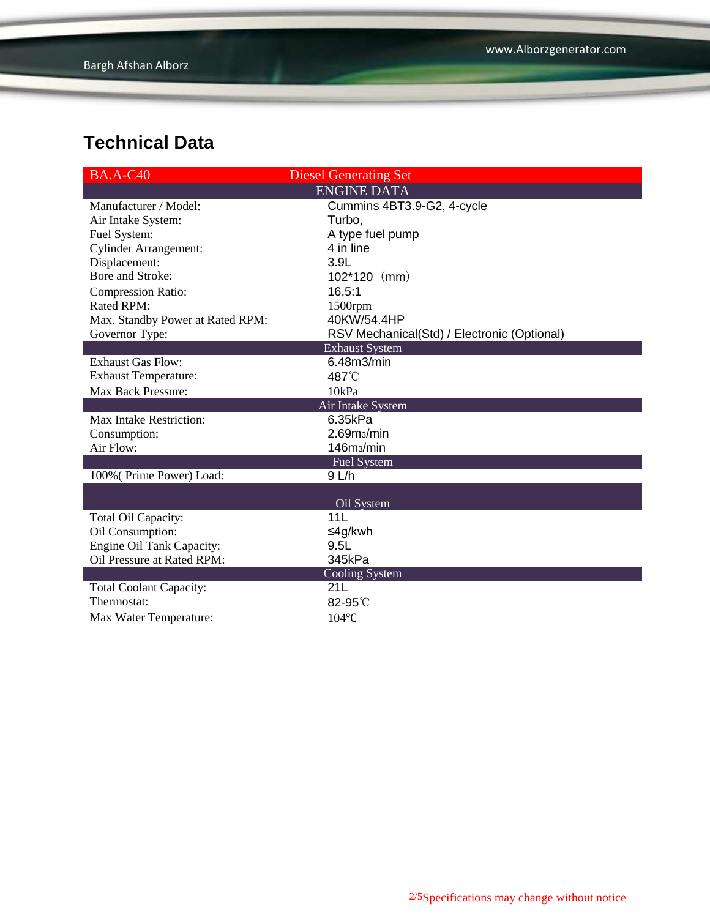## Technical Data

| BA.A-C40 | Diesel Generating Set |
|---|---|
| **ENGINE DATA** | |
| Manufacturer / Model: | Cummins 4BT3.9-G2, 4-cycle |
| Air Intake System: | Turbo, |
| Fuel System: | A type fuel pump |
| Cylinder Arrangement: | 4 in line |
| Displacement: | 3.9L |
| Bore and Stroke: | 102*120（mm） |
| Compression Ratio: | 16.5:1 |
| Rated RPM: | 1500rpm |
| Max. Standby Power at Rated RPM: | 40KW/54.4HP |
| Governor Type: | RSV Mechanical(Std) / Electronic (Optional) |
| **Exhaust System** | |
| Exhaust Gas Flow: | 6.48m3/min |
| Exhaust Temperature: | 487℃ |
| Max Back Pressure: | 10kPa |
| **Air Intake System** | |
| Max Intake Restriction: | 6.35kPa |
| Consumption: | 2.69$m^3$/min |
| Air Flow: | 146$m^3$/min |
| **Fuel System** | |
| 100%( Prime Power) Load: | 9 L/h |
| **Oil System** | |
| Total Oil Capacity: | 11L |
| Oil Consumption: | ≤4g/kwh |
| Engine Oil Tank Capacity: | 9.5L |
| Oil Pressure at Rated RPM: | 345kPa |
| **Cooling System** | |
| Total Coolant Capacity: | 21L |
| Thermostat: | 82-95℃ |
| Max Water Temperature: | 104℃ |

Specifications may change without notice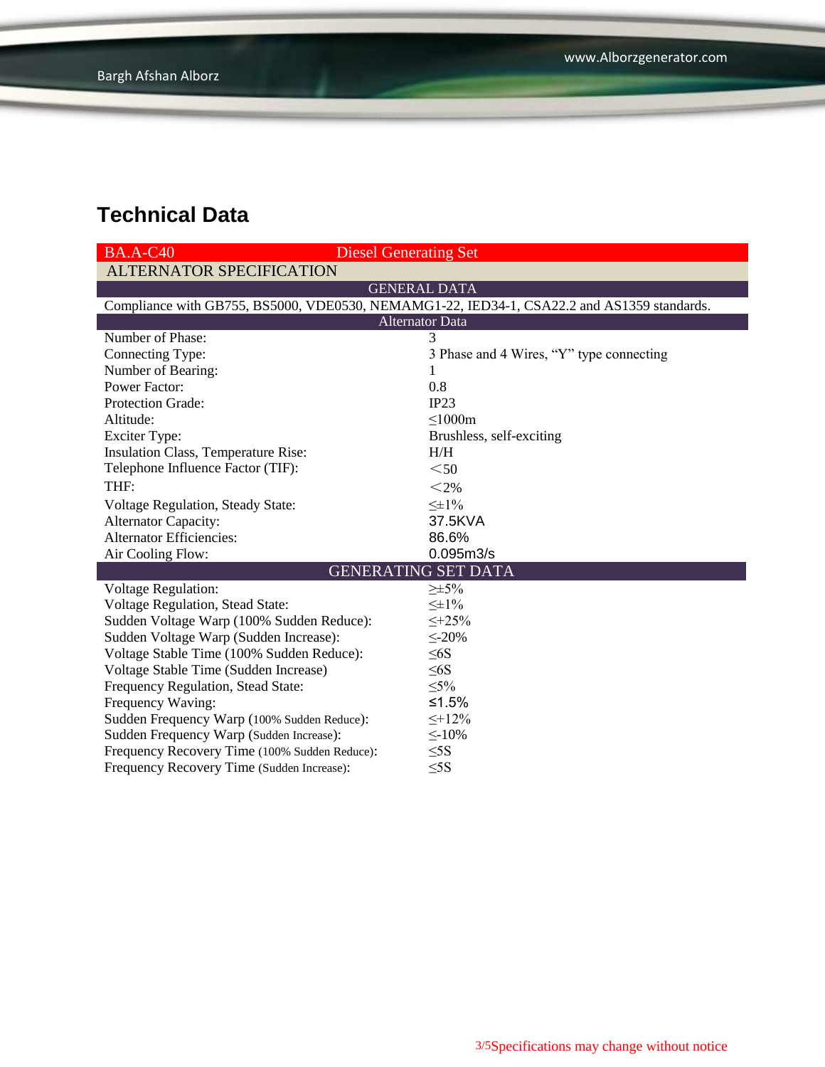# Technical Data

| BA.A-C40 | Diesel Generating Set |
|---|---|
| ALTERNATOR SPECIFICATION | |
| GENERAL DATA | |
| Compliance with GB755, BS5000, VDE0530, NEMAMG1-22, IED34-1, CSA22.2 and AS1359 standards. | |
| Alternator Data | |
| Number of Phase: | 3 |
| Connecting Type: | 3 Phase and 4 Wires, “Y” type connecting |
| Number of Bearing: | 1 |
| Power Factor: | 0.8 |
| Protection Grade: | IP23 |
| Altitude: | ≤1000m |
| Exciter Type: | Brushless, self-exciting |
| Insulation Class, Temperature Rise: | H/H |
| Telephone Influence Factor (TIF): | ＜50 |
| THF: | ＜2% |
| Voltage Regulation, Steady State: | ≤±1% |
| Alternator Capacity: | 37.5KVA |
| Alternator Efficiencies: | 86.6% |
| Air Cooling Flow: | 0.095m3/s |
| GENERATING SET DATA | |
| Voltage Regulation: | ≥±5% |
| Voltage Regulation, Stead State: | ≤±1% |
| Sudden Voltage Warp (100% Sudden Reduce): | ≤+25% |
| Sudden Voltage Warp (Sudden Increase): | ≤-20% |
| Voltage Stable Time (100% Sudden Reduce): | ≤6S |
| Voltage Stable Time (Sudden Increase) | ≤6S |
| Frequency Regulation, Stead State: | ≤5% |
| Frequency Waving: | ≤1.5% |
| Sudden Frequency Warp (100% Sudden Reduce): | ≤+12% |
| Sudden Frequency Warp (Sudden Increase): | ≤-10% |
| Frequency Recovery Time (100% Sudden Reduce): | ≤5S |
| Frequency Recovery Time (Sudden Increase): | ≤5S |

Specifications may change without notice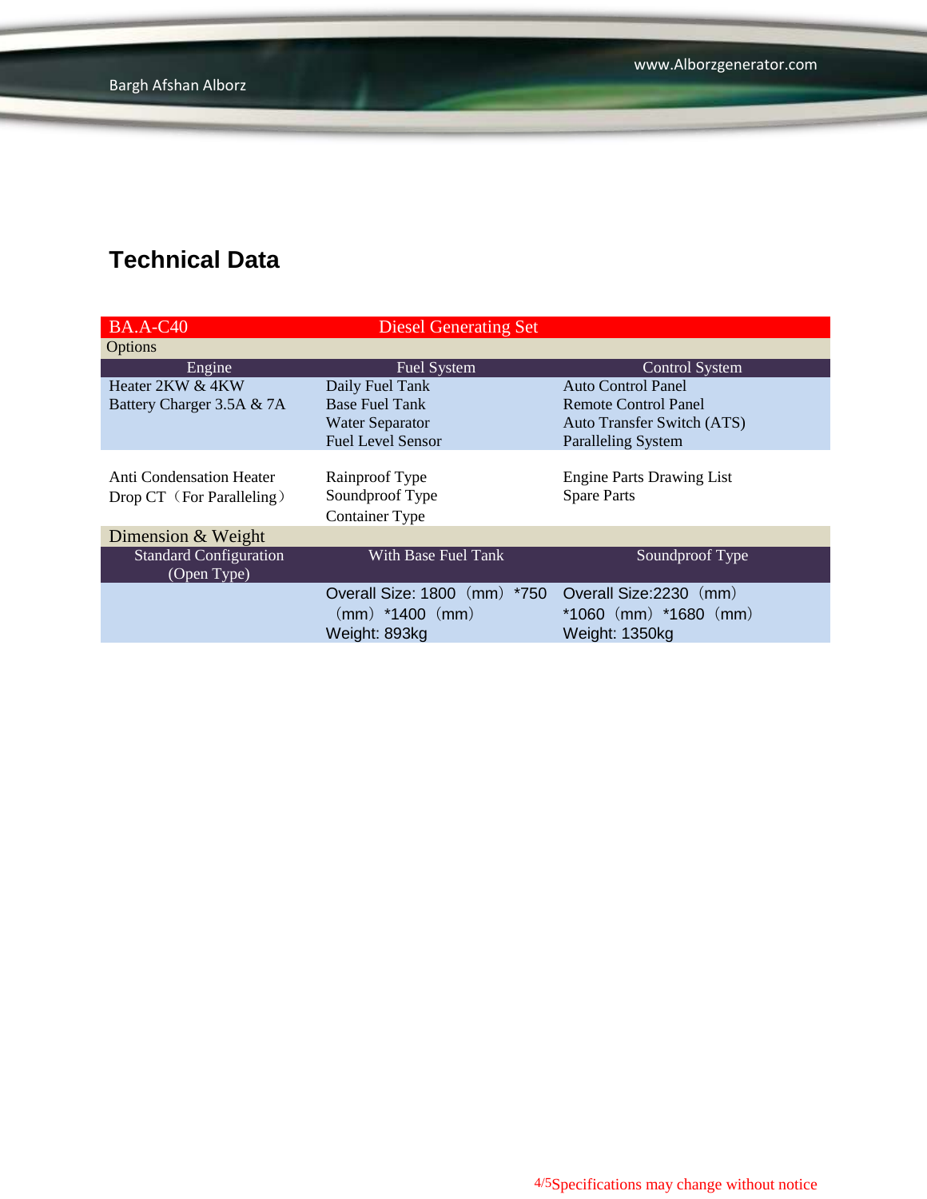## Technical Data

| BA.A-C40 | Diesel Generating Set | |
|---|---|---|
| Options | | |
| Engine | Fuel System | Control System |
| Heater 2KW & 4KW<br>Battery Charger 3.5A & 7A | Daily Fuel Tank<br>Base Fuel Tank<br>Water Separator<br>Fuel Level Sensor | Auto Control Panel<br>Remote Control Panel<br>Auto Transfer Switch (ATS)<br>Paralleling System |
| Anti Condensation Heater<br>Drop CT（For Paralleling） | Rainproof Type<br>Soundproof Type<br>Container Type | Engine Parts Drawing List<br>Spare Parts |
| Dimension & Weight | | |
| Standard Configuration (Open Type) | With Base Fuel Tank | Soundproof Type |
| | Overall Size: 1800（mm）*750（mm）*1400（mm）<br>Weight: 893kg | Overall Size:2230（mm）*1060（mm）*1680（mm）<br>Weight: 1350kg |

Specifications may change without notice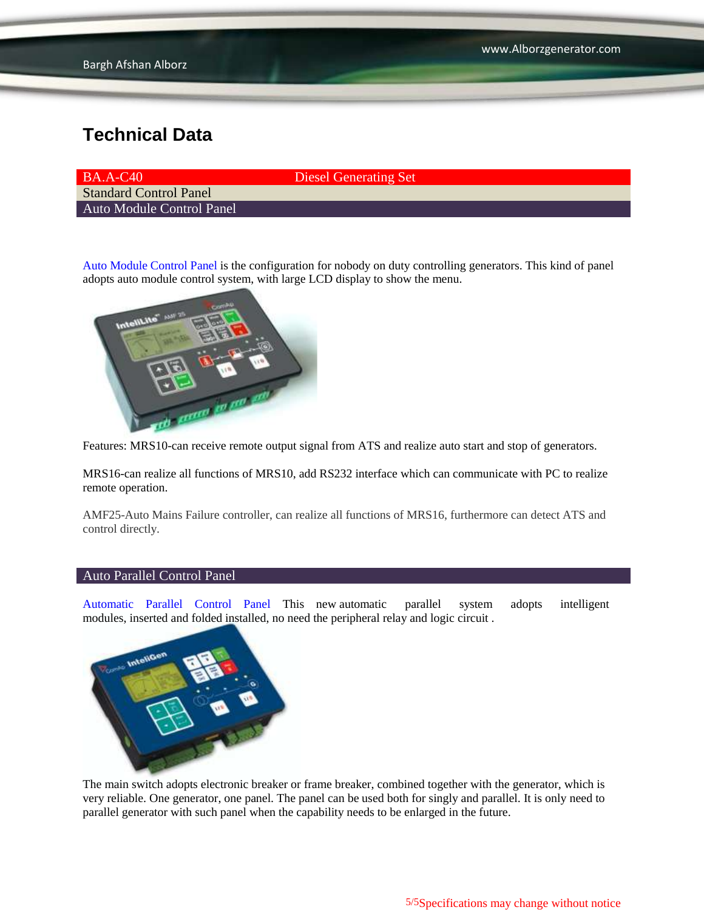## Technical Data

| | |
|---|---|
| BA.A-C40 | Diesel Generating Set |
| Standard Control Panel | |
| Auto Module Control Panel | |

Auto Module Control Panel is the configuration for nobody on duty controlling generators. This kind of panel adopts auto module control system, with large LCD display to show the menu.

Features: MRS10-can receive remote output signal from ATS and realize auto start and stop of generators.

MRS16-can realize all functions of MRS10, add RS232 interface which can communicate with PC to realize remote operation.

AMF25-Auto Mains Failure controller, can realize all functions of MRS16, furthermore can detect ATS and control directly.

### Auto Parallel Control Panel

Automatic Parallel Control Panel This new automatic parallel system adopts intelligent modules, inserted and folded installed, no need the peripheral relay and logic circuit .

The main switch adopts electronic breaker or frame breaker, combined together with the generator, which is very reliable. One generator, one panel. The panel can be used both for singly and parallel. It is only need to parallel generator with such panel when the capability needs to be enlarged in the future.

Specifications may change without notice